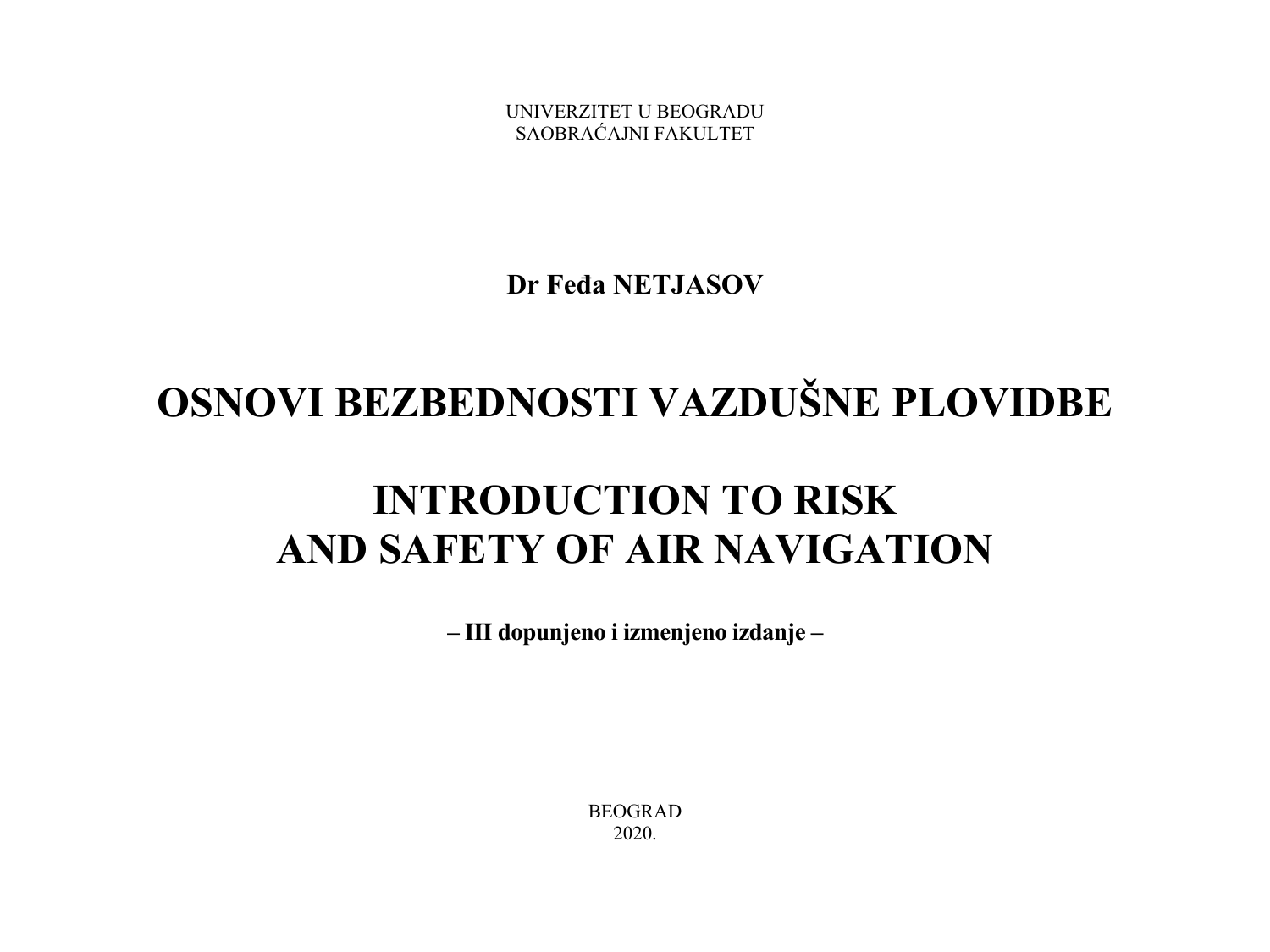UNIVERZITET U BEOGRADU
SAOBRAĆAJNI FAKULTET

**Dr Feđa NETJASOV**

# OSNOVI BEZBEDNOSTI VAZDUŠNE PLOVIDBE

# INTRODUCTION TO RISK AND SAFETY OF AIR NAVIGATION

**– III dopunjeno i izmenjeno izdanje –**

BEOGRAD
2020.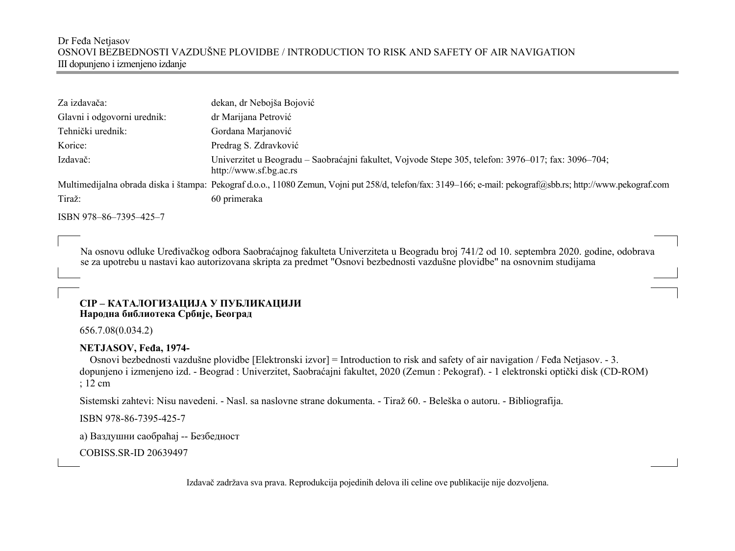Dr Feđa Netjasov
OSNOVI BEZBEDNOSTI VAZDUŠNE PLOVIDBE / INTRODUCTION TO RISK AND SAFETY OF AIR NAVIGATION
III dopunjeno i izmenjeno izdanje

| | |
|---|---|
| Za izdavača: | dekan, dr Nebojša Bojović |
| Glavni i odgovorni urednik: | dr Marijana Petrović |
| Tehnički urednik: | Gordana Marjanović |
| Korice: | Predrag S. Zdravković |
| Izdavač: | Univerzitet u Beogradu – Saobraćajni fakultet, Vojvode Stepe 305, telefon: 3976–017; fax: 3096–704; http://www.sf.bg.ac.rs |
| Multimedijalna obrada diska i štampa: | Pekograf d.o.o., 11080 Zemun, Vojni put 258/d, telefon/fax: 3149–166; e-mail: pekograf@sbb.rs; http://www.pekograf.com |
| Tiraž: | 60 primeraka |

ISBN 978–86–7395–425–7

Na osnovu odluke Uređivačkog odbora Saobraćajnog fakulteta Univerziteta u Beogradu broj 741/2 od 10. septembra 2020. godine, odobrava se za upotrebu u nastavi kao autorizovana skripta za predmet "Osnovi bezbednosti vazdušne plovidbe" na osnovnim studijama

**CIP – КАТАЛОГИЗАЦИЈА У ПУБЛИКАЦИЈИ**
**Народна библиотека Србије, Београд**

656.7.08(0.034.2)

**NETJASOV, Feđa, 1974-**

Osnovi bezbednosti vazdušne plovidbe [Elektronski izvor] = Introduction to risk and safety of air navigation / Feđa Netjasov. - 3. dopunjeno i izmenjeno izd. - Beograd : Univerzitet, Saobraćajni fakultet, 2020 (Zemun : Pekograf). - 1 elektronski optički disk (CD-ROM) ; 12 cm

Sistemski zahtevi: Nisu navedeni. - Nasl. sa naslovne strane dokumenta. - Tiraž 60. - Beleška o autoru. - Bibliografija.

ISBN 978-86-7395-425-7

а) Ваздушни саобраћај -- Безбедност

COBISS.SR-ID 20639497

Izdavač zadržava sva prava. Reprodukcija pojedinih delova ili celine ove publikacije nije dozvoljena.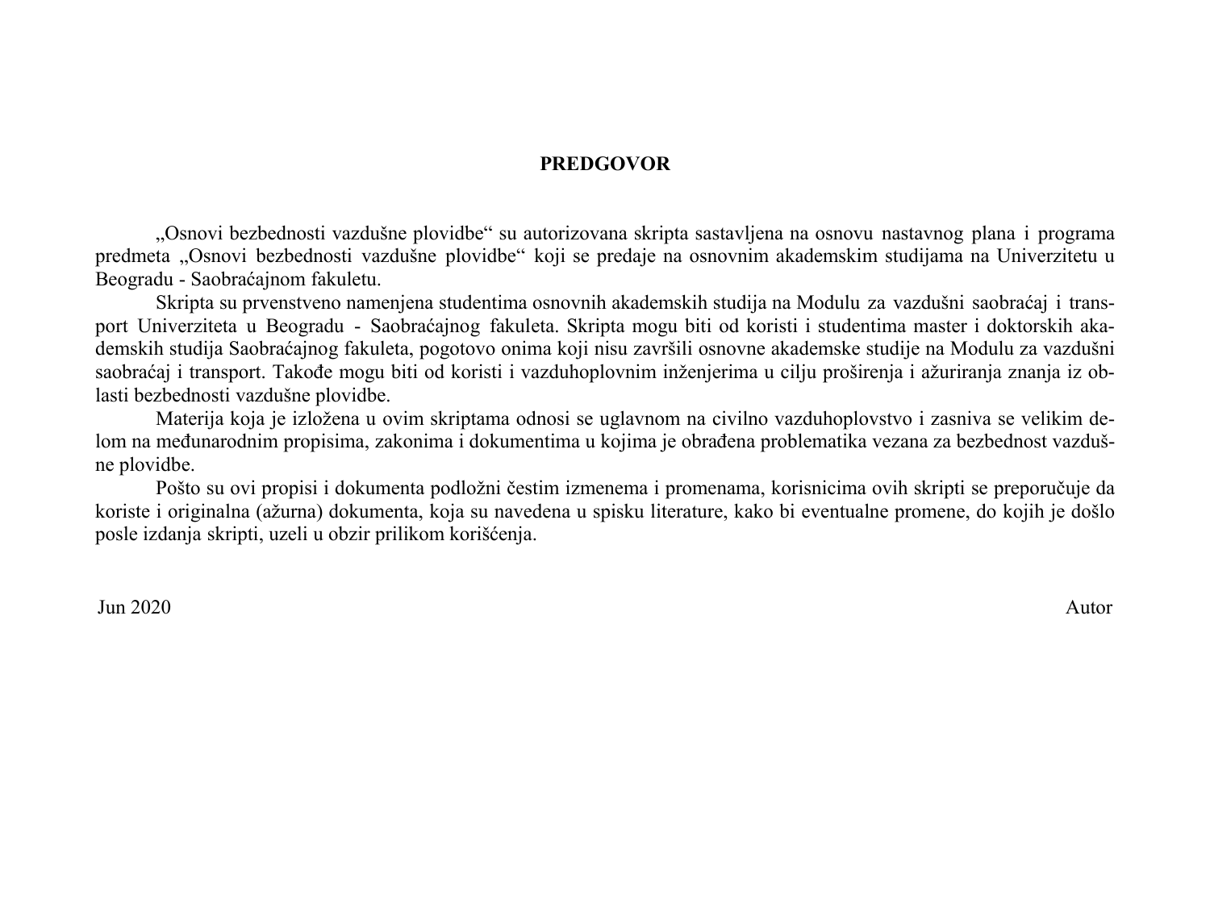# PREDGOVOR

„Osnovi bezbednosti vazdušne plovidbe“ su autorizovana skripta sastavljena na osnovu nastavnog plana i programa predmeta „Osnovi bezbednosti vazdušne plovidbe“ koji se predaje na osnovnim akademskim studijama na Univerzitetu u Beogradu - Saobraćajnom fakultetu.

Skripta su prvenstveno namenjena studentima osnovnih akademskih studija na Modulu za vazdušni saobraćaj i transport Univerziteta u Beogradu - Saobraćajnog fakulteta. Skripta mogu biti od koristi i studentima master i doktorskih akademskih studija Saobraćajnog fakulteta, pogotovo onima koji nisu završili osnovne akademske studije na Modulu za vazdušni saobraćaj i transport. Takođe mogu biti od koristi i vazduhoplovnim inženjerima u cilju proširenja i ažuriranja znanja iz oblasti bezbednosti vazdušne plovidbe.

Materija koja je izložena u ovim skriptama odnosi se uglavnom na civilno vazduhoplovstvo i zasniva se velikim delom na međunarodnim propisima, zakonima i dokumentima u kojima je obrađena problematika vezana za bezbednost vazdušne plovidbe.

Pošto su ovi propisi i dokumenta podložni čestim izmenema i promenama, korisnicima ovih skripti se preporučuje da koriste i originalna (ažurna) dokumenta, koja su navedena u spisku literature, kako bi eventualne promene, do kojih je došlo posle izdanja skripti, uzeli u obzir prilikom korišćenja.

Jun 2020 Autor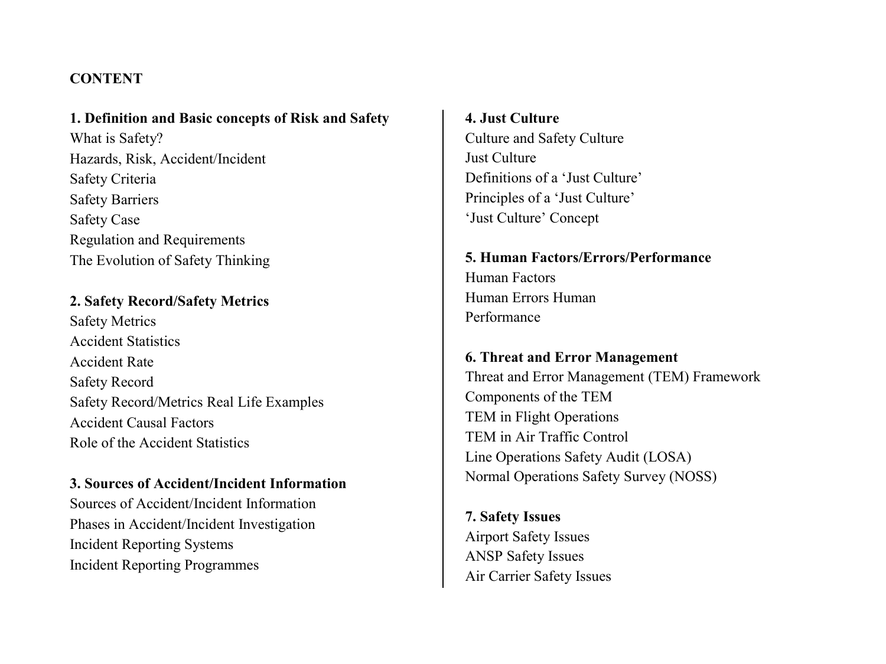**CONTENT**

**1. Definition and Basic concepts of Risk and Safety**
What is Safety?
Hazards, Risk, Accident/Incident
Safety Criteria
Safety Barriers
Safety Case
Regulation and Requirements
The Evolution of Safety Thinking

**2. Safety Record/Safety Metrics**
Safety Metrics
Accident Statistics
Accident Rate
Safety Record
Safety Record/Metrics Real Life Examples
Accident Causal Factors
Role of the Accident Statistics

**3. Sources of Accident/Incident Information**
Sources of Accident/Incident Information
Phases in Accident/Incident Investigation
Incident Reporting Systems
Incident Reporting Programmes

**4. Just Culture**
Culture and Safety Culture
Just Culture
Definitions of a 'Just Culture'
Principles of a 'Just Culture'
'Just Culture' Concept

**5. Human Factors/Errors/Performance**
Human Factors
Human Errors Human
Performance

**6. Threat and Error Management**
Threat and Error Management (TEM) Framework
Components of the TEM
TEM in Flight Operations
TEM in Air Traffic Control
Line Operations Safety Audit (LOSA)
Normal Operations Safety Survey (NOSS)

**7. Safety Issues**
Airport Safety Issues
ANSP Safety Issues
Air Carrier Safety Issues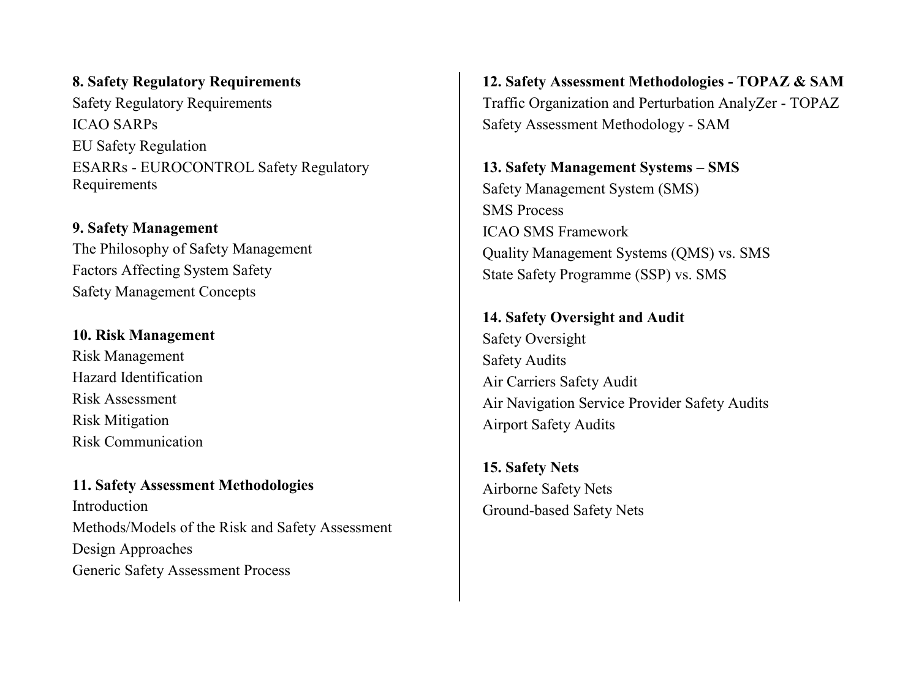**8. Safety Regulatory Requirements**

Safety Regulatory Requirements
ICAO SARPs
EU Safety Regulation
ESARRs - EUROCONTROL Safety Regulatory Requirements

**9. Safety Management**

The Philosophy of Safety Management
Factors Affecting System Safety
Safety Management Concepts

**10. Risk Management**

Risk Management
Hazard Identification
Risk Assessment
Risk Mitigation
Risk Communication

**11. Safety Assessment Methodologies**

Introduction
Methods/Models of the Risk and Safety Assessment
Design Approaches
Generic Safety Assessment Process

**12. Safety Assessment Methodologies - TOPAZ & SAM**

Traffic Organization and Perturbation AnalyZer - TOPAZ
Safety Assessment Methodology - SAM

**13. Safety Management Systems – SMS**

Safety Management System (SMS)
SMS Process
ICAO SMS Framework
Quality Management Systems (QMS) vs. SMS
State Safety Programme (SSP) vs. SMS

**14. Safety Oversight and Audit**

Safety Oversight
Safety Audits
Air Carriers Safety Audit
Air Navigation Service Provider Safety Audits
Airport Safety Audits

**15. Safety Nets**

Airborne Safety Nets
Ground-based Safety Nets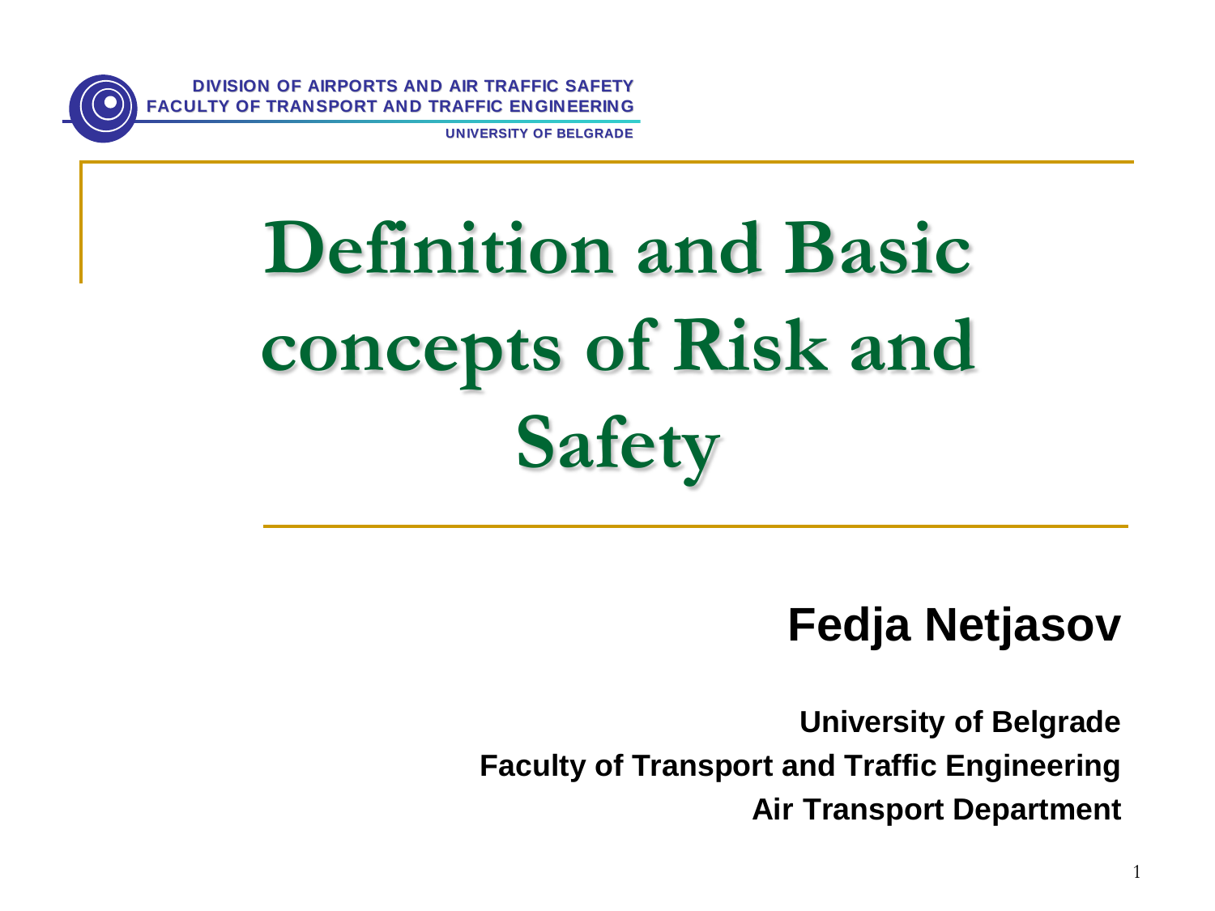DIVISION OF AIRPORTS AND AIR TRAFFIC SAFETY
FACULTY OF TRANSPORT AND TRAFFIC ENGINEERING
UNIVERSITY OF BELGRADE

# Definition and Basic concepts of Risk and Safety

**Fedja Netjasov**

**University of Belgrade**
**Faculty of Transport and Traffic Engineering**
**Air Transport Department**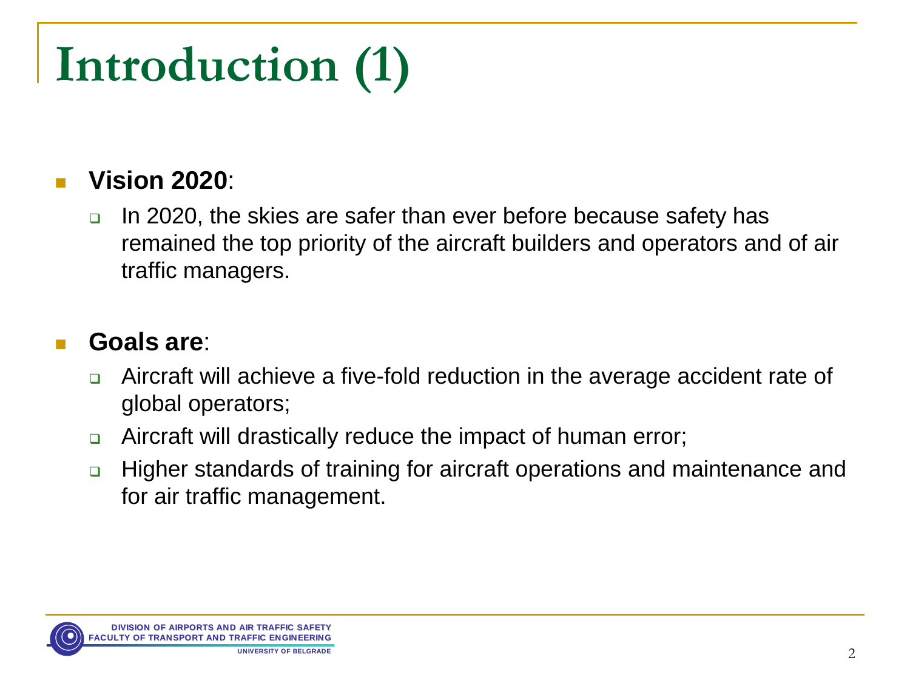# Introduction (1)

- **Vision 2020**:
  - In 2020, the skies are safer than ever before because safety has remained the top priority of the aircraft builders and operators and of air traffic managers.

- **Goals are**:
  - Aircraft will achieve a five-fold reduction in the average accident rate of global operators;
  - Aircraft will drastically reduce the impact of human error;
  - Higher standards of training for aircraft operations and maintenance and for air traffic management.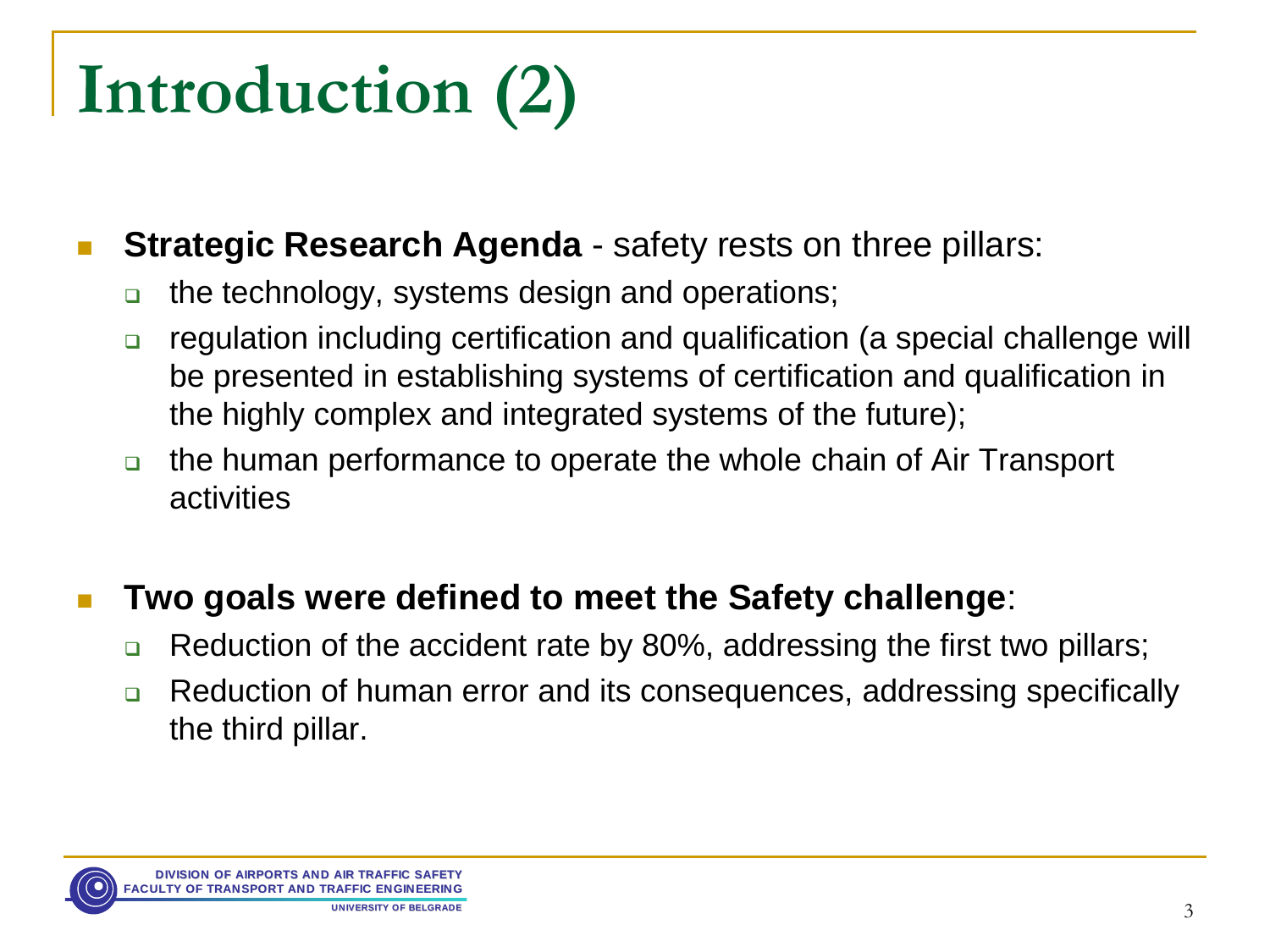# Introduction (2)

- **Strategic Research Agenda** - safety rests on three pillars:
  - the technology, systems design and operations;
  - regulation including certification and qualification (a special challenge will be presented in establishing systems of certification and qualification in the highly complex and integrated systems of the future);
  - the human performance to operate the whole chain of Air Transport activities

- **Two goals were defined to meet the Safety challenge**:
  - Reduction of the accident rate by 80%, addressing the first two pillars;
  - Reduction of human error and its consequences, addressing specifically the third pillar.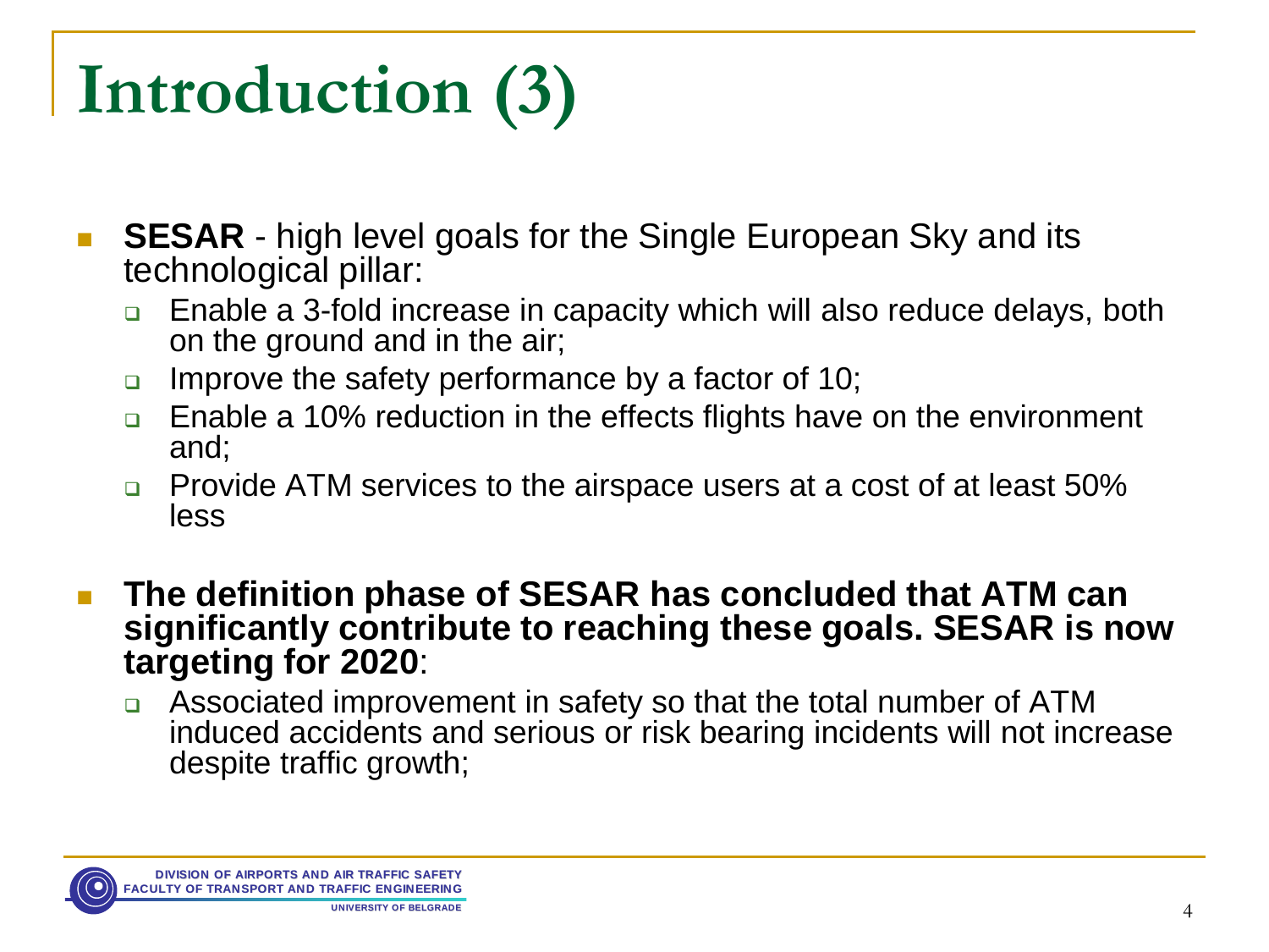# Introduction (3)

- **SESAR** - high level goals for the Single European Sky and its technological pillar:
  - Enable a 3-fold increase in capacity which will also reduce delays, both on the ground and in the air;
  - Improve the safety performance by a factor of 10;
  - Enable a 10% reduction in the effects flights have on the environment and;
  - Provide ATM services to the airspace users at a cost of at least 50% less
- **The definition phase of SESAR has concluded that ATM can significantly contribute to reaching these goals. SESAR is now targeting for 2020**:
  - Associated improvement in safety so that the total number of ATM induced accidents and serious or risk bearing incidents will not increase despite traffic growth;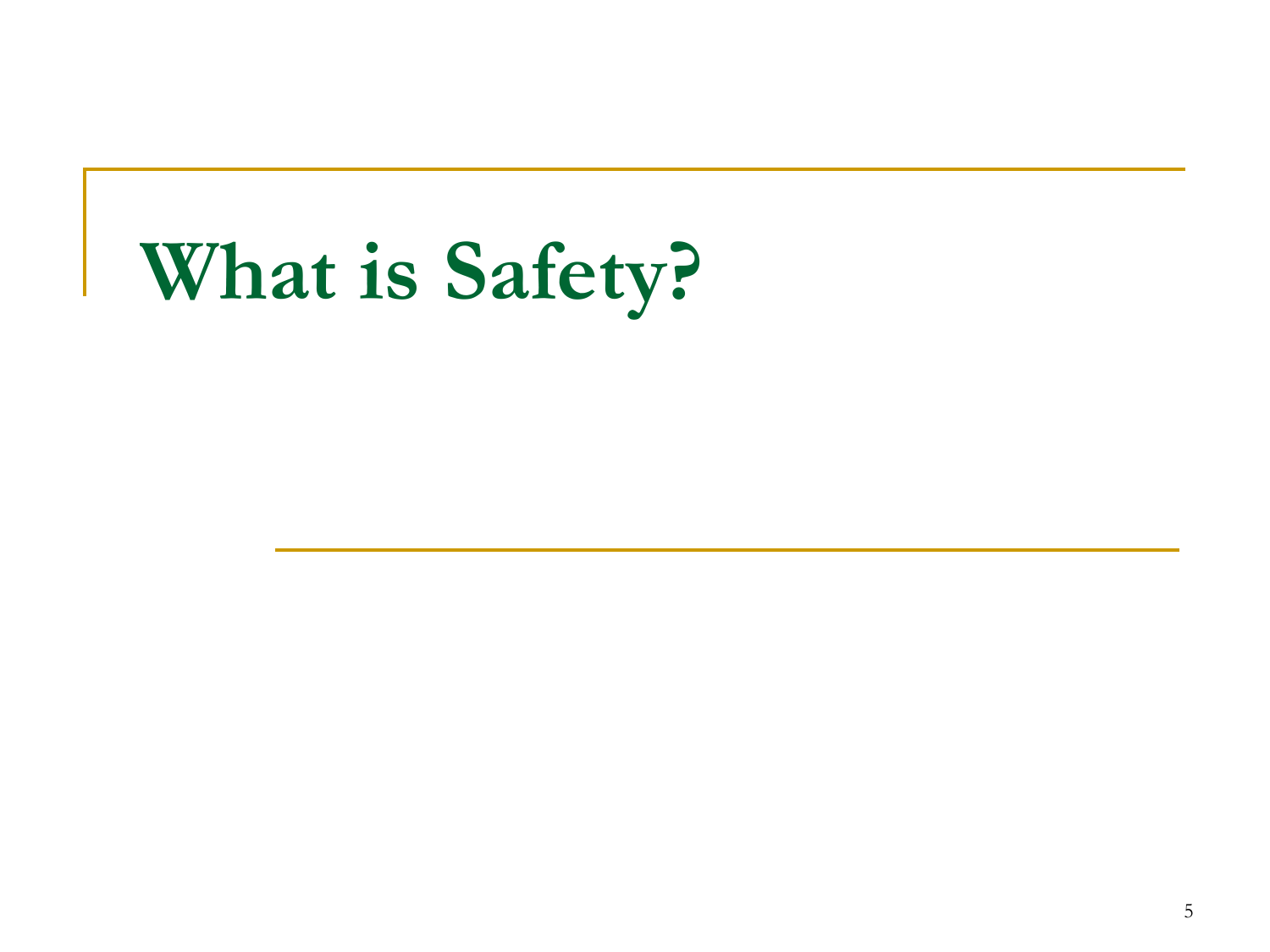# What is Safety?